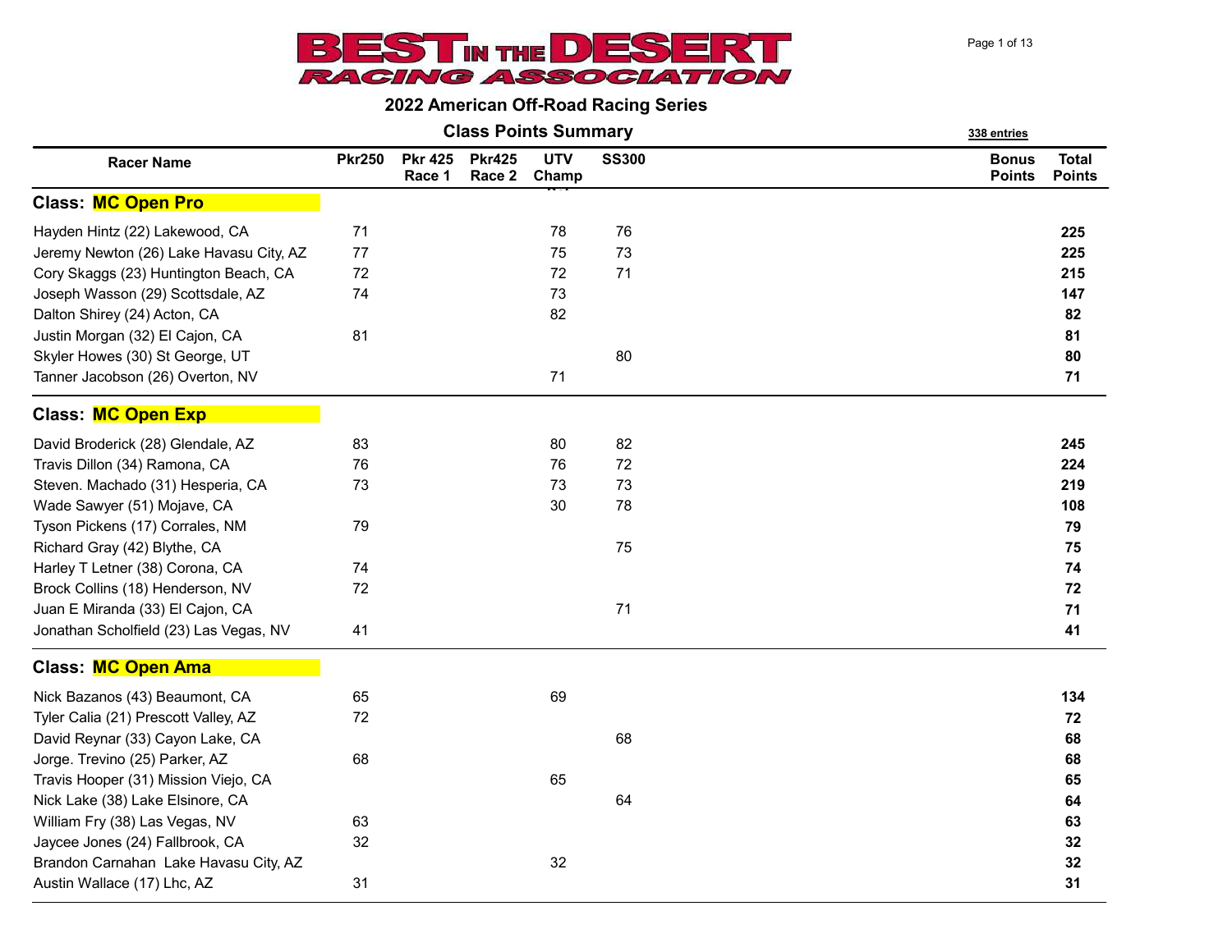# BEST IN THE DESERT RACING ASSOCIATION

## 2022 American Off-Road Racing Series

### Class Points Summary

338 entries

| Racer Name | Pkr250 | Pkr 425 Race 1 | Pkr425 Race 2 | UTV Champ | SS300 | Bonus Points | Total Points |
|---|---|---|---|---|---|---|---|
| **Class: MC Open Pro** | | | | | | | |
| Hayden Hintz (22) Lakewood, CA | 71 | | | 78 | 76 | | **225** |
| Jeremy Newton (26) Lake Havasu City, AZ | 77 | | | 75 | 73 | | **225** |
| Cory Skaggs (23) Huntington Beach, CA | 72 | | | 72 | 71 | | **215** |
| Joseph Wasson (29) Scottsdale, AZ | 74 | | | 73 | | | **147** |
| Dalton Shirey (24) Acton, CA | | | | 82 | | | **82** |
| Justin Morgan (32) El Cajon, CA | 81 | | | | | | **81** |
| Skyler Howes (30) St George, UT | | | | | 80 | | **80** |
| Tanner Jacobson (26) Overton, NV | | | | 71 | | | **71** |
| **Class: MC Open Exp** | | | | | | | |
| David Broderick (28) Glendale, AZ | 83 | | | 80 | 82 | | **245** |
| Travis Dillon (34) Ramona, CA | 76 | | | 76 | 72 | | **224** |
| Steven. Machado (31) Hesperia, CA | 73 | | | 73 | 73 | | **219** |
| Wade Sawyer (51) Mojave, CA | | | | 30 | 78 | | **108** |
| Tyson Pickens (17) Corrales, NM | 79 | | | | | | **79** |
| Richard Gray (42) Blythe, CA | | | | | 75 | | **75** |
| Harley T Letner (38) Corona, CA | 74 | | | | | | **74** |
| Brock Collins (18) Henderson, NV | 72 | | | | | | **72** |
| Juan E Miranda (33) El Cajon, CA | | | | | 71 | | **71** |
| Jonathan Scholfield (23) Las Vegas, NV | 41 | | | | | | **41** |
| **Class: MC Open Ama** | | | | | | | |
| Nick Bazanos (43) Beaumont, CA | 65 | | | 69 | | | **134** |
| Tyler Calia (21) Prescott Valley, AZ | 72 | | | | | | **72** |
| David Reynar (33) Cayon Lake, CA | | | | | 68 | | **68** |
| Jorge. Trevino (25) Parker, AZ | 68 | | | | | | **68** |
| Travis Hooper (31) Mission Viejo, CA | | | | 65 | | | **65** |
| Nick Lake (38) Lake Elsinore, CA | | | | | 64 | | **64** |
| William Fry (38) Las Vegas, NV | 63 | | | | | | **63** |
| Jaycee Jones (24) Fallbrook, CA | 32 | | | | | | **32** |
| Brandon Carnahan Lake Havasu City, AZ | | | | 32 | | | **32** |
| Austin Wallace (17) Lhc, AZ | 31 | | | | | | **31** |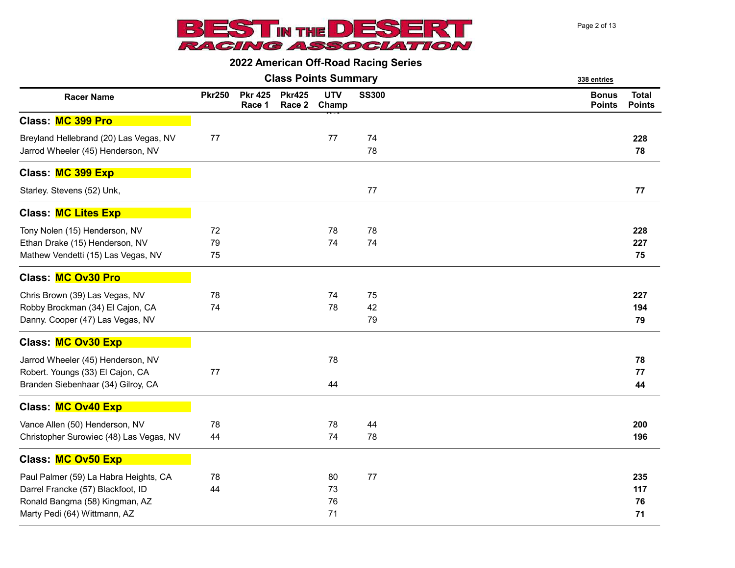# BEST IN THE DESERT RACING ASSOCIATION

## 2022 American Off-Road Racing Series

### Class Points Summary

338 entries

| Racer Name | Pkr250 | Pkr 425 Race 1 | Pkr425 Race 2 | UTV Champ | SS300 | Bonus Points | Total Points |
|---|---|---|---|---|---|---|---|
| **Class: MC 399 Pro** | | | | | | | |
| Breyland Hellebrand (20) Las Vegas, NV | 77 | | | 77 | 74 | | **228** |
| Jarrod Wheeler (45) Henderson, NV | | | | | 78 | | **78** |
| **Class: MC 399 Exp** | | | | | | | |
| Starley. Stevens (52) Unk, | | | | | 77 | | **77** |
| **Class: MC Lites Exp** | | | | | | | |
| Tony Nolen (15) Henderson, NV | 72 | | | 78 | 78 | | **228** |
| Ethan Drake (15) Henderson, NV | 79 | | | 74 | 74 | | **227** |
| Mathew Vendetti (15) Las Vegas, NV | 75 | | | | | | **75** |
| **Class: MC Ov30 Pro** | | | | | | | |
| Chris Brown (39) Las Vegas, NV | 78 | | | 74 | 75 | | **227** |
| Robby Brockman (34) El Cajon, CA | 74 | | | 78 | 42 | | **194** |
| Danny. Cooper (47) Las Vegas, NV | | | | | 79 | | **79** |
| **Class: MC Ov30 Exp** | | | | | | | |
| Jarrod Wheeler (45) Henderson, NV | | | | 78 | | | **78** |
| Robert. Youngs (33) El Cajon, CA | 77 | | | | | | **77** |
| Branden Siebenhaar (34) Gilroy, CA | | | | 44 | | | **44** |
| **Class: MC Ov40 Exp** | | | | | | | |
| Vance Allen (50) Henderson, NV | 78 | | | 78 | 44 | | **200** |
| Christopher Surowiec (48) Las Vegas, NV | 44 | | | 74 | 78 | | **196** |
| **Class: MC Ov50 Exp** | | | | | | | |
| Paul Palmer (59) La Habra Heights, CA | 78 | | | 80 | 77 | | **235** |
| Darrel Francke (57) Blackfoot, ID | 44 | | | 73 | | | **117** |
| Ronald Bangma (58) Kingman, AZ | | | | 76 | | | **76** |
| Marty Pedi (64) Wittmann, AZ | | | | 71 | | | **71** |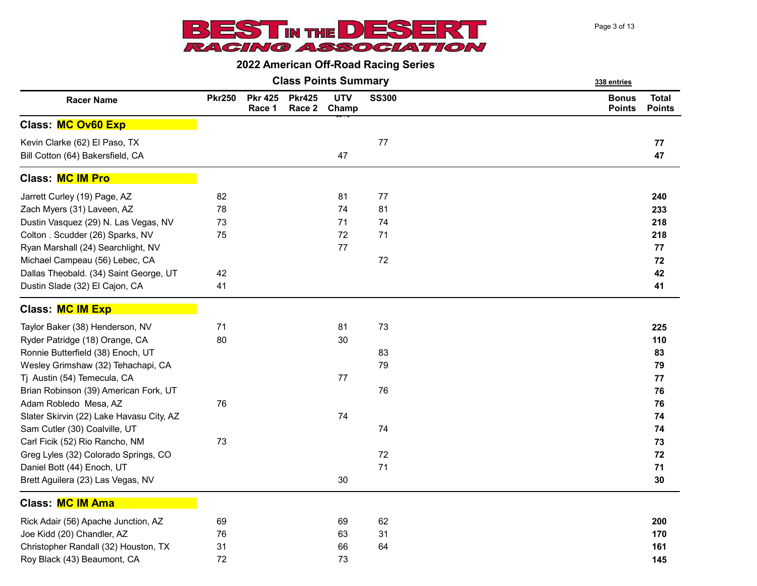# BEST IN THE DESERT RACING ASSOCIATION

## 2022 American Off-Road Racing Series

### Class Points Summary

338 entries

| Racer Name | Pkr250 | Pkr 425 Race 1 | Pkr425 Race 2 | UTV Champ | SS300 | Bonus Points | Total Points |
|---|---|---|---|---|---|---|---|
| **Class: MC Ov60 Exp** | | | | | | | |
| Kevin Clarke (62) El Paso, TX | | | | | 77 | | **77** |
| Bill Cotton (64) Bakersfield, CA | | | | 47 | | | **47** |
| **Class: MC IM Pro** | | | | | | | |
| Jarrett Curley (19) Page, AZ | 82 | | | 81 | 77 | | **240** |
| Zach Myers (31) Laveen, AZ | 78 | | | 74 | 81 | | **233** |
| Dustin Vasquez (29) N. Las Vegas, NV | 73 | | | 71 | 74 | | **218** |
| Colton . Scudder (26) Sparks, NV | 75 | | | 72 | 71 | | **218** |
| Ryan Marshall (24) Searchlight, NV | | | | 77 | | | **77** |
| Michael Campeau (56) Lebec, CA | | | | | 72 | | **72** |
| Dallas Theobald. (34) Saint George, UT | 42 | | | | | | **42** |
| Dustin Slade (32) El Cajon, CA | 41 | | | | | | **41** |
| **Class: MC IM Exp** | | | | | | | |
| Taylor Baker (38) Henderson, NV | 71 | | | 81 | 73 | | **225** |
| Ryder Patridge (18) Orange, CA | 80 | | | 30 | | | **110** |
| Ronnie Butterfield (38) Enoch, UT | | | | | 83 | | **83** |
| Wesley Grimshaw (32) Tehachapi, CA | | | | | 79 | | **79** |
| Tj Austin (54) Temecula, CA | | | | 77 | | | **77** |
| Brian Robinson (39) American Fork, UT | | | | | 76 | | **76** |
| Adam Robledo Mesa, AZ | 76 | | | | | | **76** |
| Slater Skirvin (22) Lake Havasu City, AZ | | | | 74 | | | **74** |
| Sam Cutler (30) Coalville, UT | | | | | 74 | | **74** |
| Carl Ficik (52) Rio Rancho, NM | 73 | | | | | | **73** |
| Greg Lyles (32) Colorado Springs, CO | | | | | 72 | | **72** |
| Daniel Bott (44) Enoch, UT | | | | | 71 | | **71** |
| Brett Aguilera (23) Las Vegas, NV | | | | 30 | | | **30** |
| **Class: MC IM Ama** | | | | | | | |
| Rick Adair (56) Apache Junction, AZ | 69 | | | 69 | 62 | | **200** |
| Joe Kidd (20) Chandler, AZ | 76 | | | 63 | 31 | | **170** |
| Christopher Randall (32) Houston, TX | 31 | | | 66 | 64 | | **161** |
| Roy Black (43) Beaumont, CA | 72 | | | 73 | | | **145** |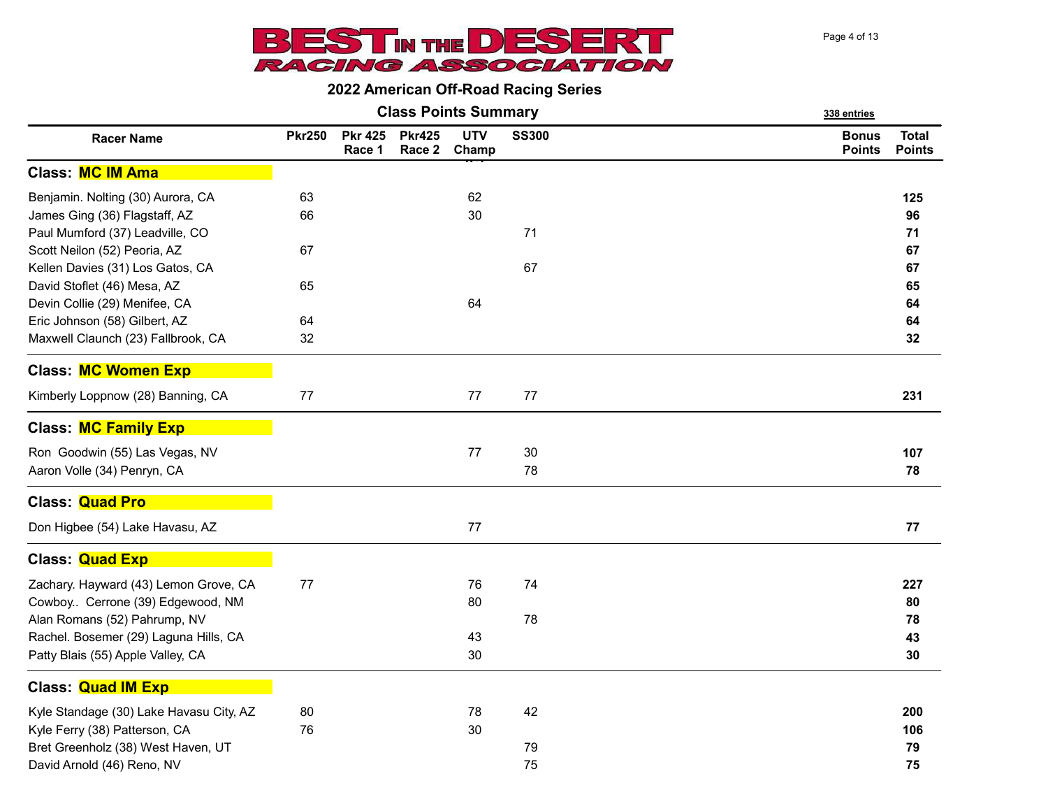# BEST IN THE DESERT RACING ASSOCIATION

## 2022 American Off-Road Racing Series

### Class Points Summary

338 entries

| Racer Name | Pkr250 | Pkr 425 Race 1 | Pkr425 Race 2 | UTV Champ | SS300 | Bonus Points | Total Points |
|---|---|---|---|---|---|---|---|
| **Class: MC IM Ama** | | | | | | | |
| Benjamin. Nolting (30) Aurora, CA | 63 | | | 62 | | | **125** |
| James Ging (36) Flagstaff, AZ | 66 | | | 30 | | | **96** |
| Paul Mumford (37) Leadville, CO | | | | | 71 | | **71** |
| Scott Neilon (52) Peoria, AZ | 67 | | | | | | **67** |
| Kellen Davies (31) Los Gatos, CA | | | | | 67 | | **67** |
| David Stoflet (46) Mesa, AZ | 65 | | | | | | **65** |
| Devin Collie (29) Menifee, CA | | | | 64 | | | **64** |
| Eric Johnson (58) Gilbert, AZ | 64 | | | | | | **64** |
| Maxwell Claunch (23) Fallbrook, CA | 32 | | | | | | **32** |
| **Class: MC Women Exp** | | | | | | | |
| Kimberly Loppnow (28) Banning, CA | 77 | | | 77 | 77 | | **231** |
| **Class: MC Family Exp** | | | | | | | |
| Ron Goodwin (55) Las Vegas, NV | | | | 77 | 30 | | **107** |
| Aaron Volle (34) Penryn, CA | | | | | 78 | | **78** |
| **Class: Quad Pro** | | | | | | | |
| Don Higbee (54) Lake Havasu, AZ | | | | 77 | | | **77** |
| **Class: Quad Exp** | | | | | | | |
| Zachary. Hayward (43) Lemon Grove, CA | 77 | | | 76 | 74 | | **227** |
| Cowboy.. Cerrone (39) Edgewood, NM | | | | 80 | | | **80** |
| Alan Romans (52) Pahrump, NV | | | | | 78 | | **78** |
| Rachel. Bosemer (29) Laguna Hills, CA | | | | 43 | | | **43** |
| Patty Blais (55) Apple Valley, CA | | | | 30 | | | **30** |
| **Class: Quad IM Exp** | | | | | | | |
| Kyle Standage (30) Lake Havasu City, AZ | 80 | | | 78 | 42 | | **200** |
| Kyle Ferry (38) Patterson, CA | 76 | | | 30 | | | **106** |
| Bret Greenholz (38) West Haven, UT | | | | | 79 | | **79** |
| David Arnold (46) Reno, NV | | | | | 75 | | **75** |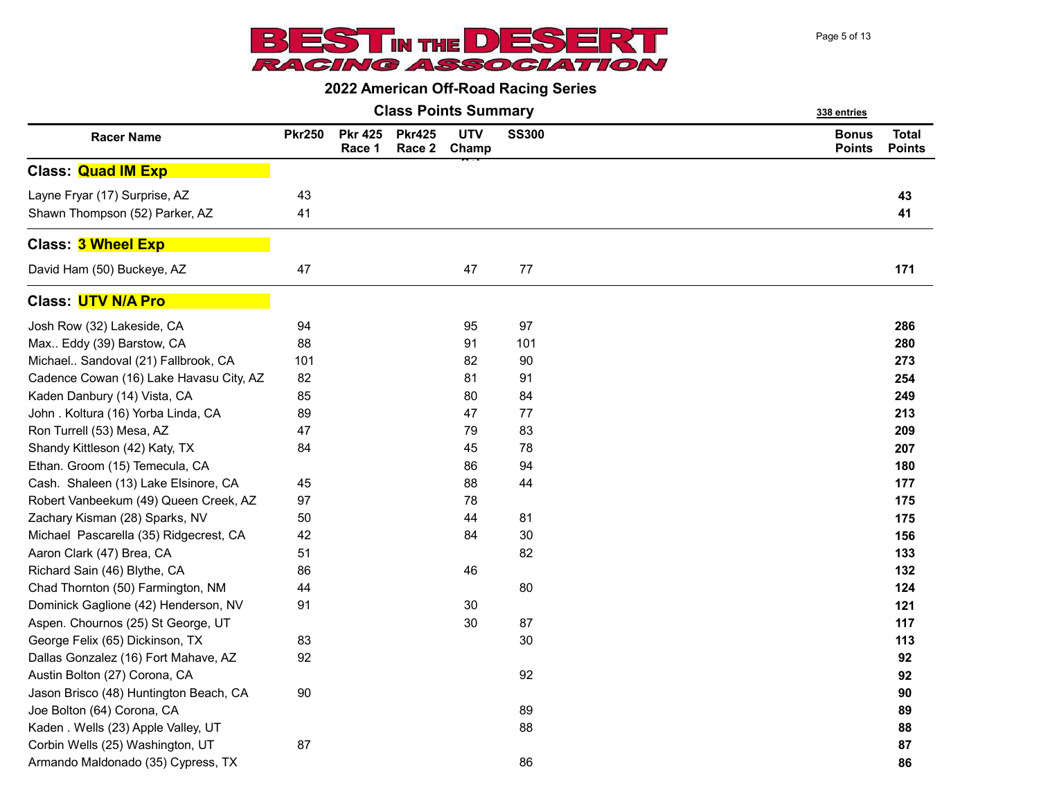# BEST IN THE DESERT RACING ASSOCIATION

## 2022 American Off-Road Racing Series

### Class Points Summary

338 entries

| Racer Name | Pkr250 | Pkr 425 Race 1 | Pkr425 Race 2 | UTV Champ | SS300 | Bonus Points | Total Points |
|---|---|---|---|---|---|---|---|
| **Class: Quad IM Exp** | | | | | | | |
| Layne Fryar (17) Surprise, AZ | 43 | | | | | | **43** |
| Shawn Thompson (52) Parker, AZ | 41 | | | | | | **41** |
| **Class: 3 Wheel Exp** | | | | | | | |
| David Ham (50) Buckeye, AZ | 47 | | | 47 | 77 | | **171** |
| **Class: UTV N/A Pro** | | | | | | | |
| Josh Row (32) Lakeside, CA | 94 | | | 95 | 97 | | **286** |
| Max.. Eddy (39) Barstow, CA | 88 | | | 91 | 101 | | **280** |
| Michael.. Sandoval (21) Fallbrook, CA | 101 | | | 82 | 90 | | **273** |
| Cadence Cowan (16) Lake Havasu City, AZ | 82 | | | 81 | 91 | | **254** |
| Kaden Danbury (14) Vista, CA | 85 | | | 80 | 84 | | **249** |
| John . Koltura (16) Yorba Linda, CA | 89 | | | 47 | 77 | | **213** |
| Ron Turrell (53) Mesa, AZ | 47 | | | 79 | 83 | | **209** |
| Shandy Kittleson (42) Katy, TX | 84 | | | 45 | 78 | | **207** |
| Ethan. Groom (15) Temecula, CA | | | | 86 | 94 | | **180** |
| Cash. Shaleen (13) Lake Elsinore, CA | 45 | | | 88 | 44 | | **177** |
| Robert Vanbeekum (49) Queen Creek, AZ | 97 | | | 78 | | | **175** |
| Zachary Kisman (28) Sparks, NV | 50 | | | 44 | 81 | | **175** |
| Michael Pascarella (35) Ridgecrest, CA | 42 | | | 84 | 30 | | **156** |
| Aaron Clark (47) Brea, CA | 51 | | | | 82 | | **133** |
| Richard Sain (46) Blythe, CA | 86 | | | 46 | | | **132** |
| Chad Thornton (50) Farmington, NM | 44 | | | | 80 | | **124** |
| Dominick Gaglione (42) Henderson, NV | 91 | | | 30 | | | **121** |
| Aspen. Chournos (25) St George, UT | | | | 30 | 87 | | **117** |
| George Felix (65) Dickinson, TX | 83 | | | | 30 | | **113** |
| Dallas Gonzalez (16) Fort Mahave, AZ | 92 | | | | | | **92** |
| Austin Bolton (27) Corona, CA | | | | | 92 | | **92** |
| Jason Brisco (48) Huntington Beach, CA | 90 | | | | | | **90** |
| Joe Bolton (64) Corona, CA | | | | | 89 | | **89** |
| Kaden . Wells (23) Apple Valley, UT | | | | | 88 | | **88** |
| Corbin Wells (25) Washington, UT | 87 | | | | | | **87** |
| Armando Maldonado (35) Cypress, TX | | | | | 86 | | **86** |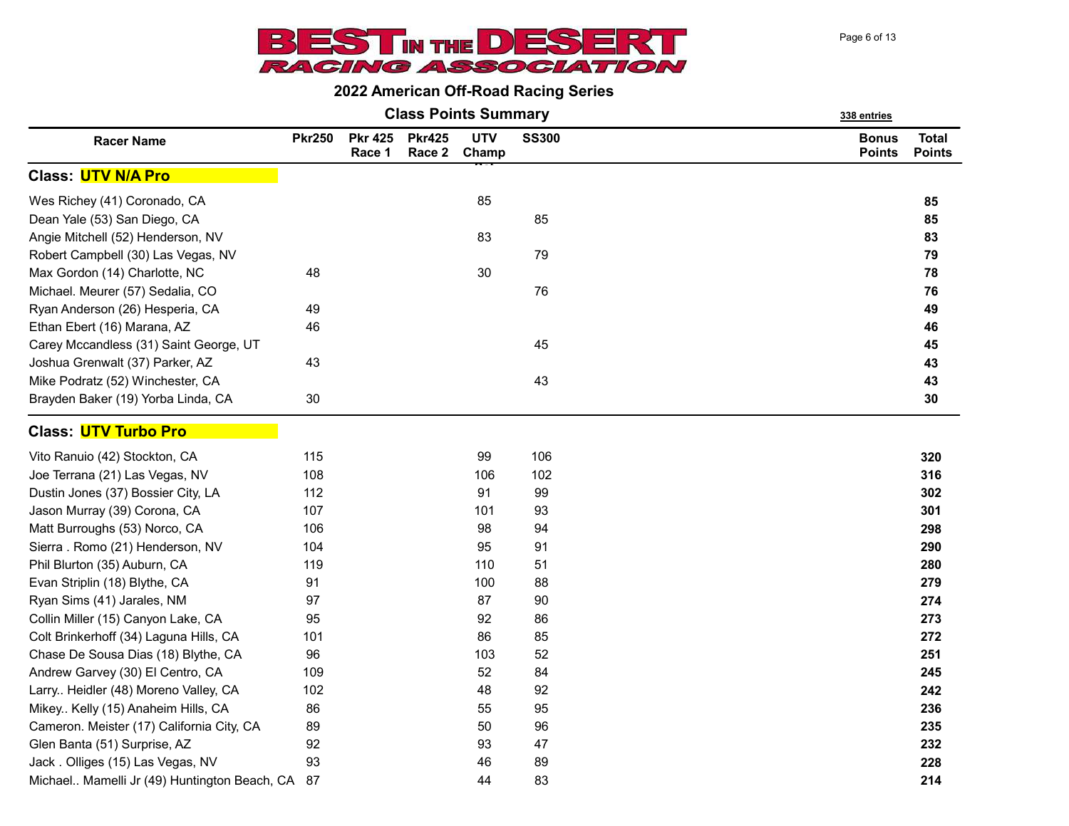# BEST IN THE DESERT RACING ASSOCIATION

## 2022 American Off-Road Racing Series

### Class Points Summary

338 entries

| Racer Name | Pkr250 | Pkr 425 Race 1 | Pkr425 Race 2 | UTV Champ | SS300 | Bonus Points | Total Points |
|---|---|---|---|---|---|---|---|
| **Class: UTV N/A Pro** | | | | | | | |
| Wes Richey (41) Coronado, CA | | | | 85 | | | **85** |
| Dean Yale (53) San Diego, CA | | | | | 85 | | **85** |
| Angie Mitchell (52) Henderson, NV | | | | 83 | | | **83** |
| Robert Campbell (30) Las Vegas, NV | | | | | 79 | | **79** |
| Max Gordon (14) Charlotte, NC | 48 | | | 30 | | | **78** |
| Michael. Meurer (57) Sedalia, CO | | | | | 76 | | **76** |
| Ryan Anderson (26) Hesperia, CA | 49 | | | | | | **49** |
| Ethan Ebert (16) Marana, AZ | 46 | | | | | | **46** |
| Carey Mccandless (31) Saint George, UT | | | | | 45 | | **45** |
| Joshua Grenwalt (37) Parker, AZ | 43 | | | | | | **43** |
| Mike Podratz (52) Winchester, CA | | | | | 43 | | **43** |
| Brayden Baker (19) Yorba Linda, CA | 30 | | | | | | **30** |
| **Class: UTV Turbo Pro** | | | | | | | |
| Vito Ranuio (42) Stockton, CA | 115 | | | 99 | 106 | | **320** |
| Joe Terrana (21) Las Vegas, NV | 108 | | | 106 | 102 | | **316** |
| Dustin Jones (37) Bossier City, LA | 112 | | | 91 | 99 | | **302** |
| Jason Murray (39) Corona, CA | 107 | | | 101 | 93 | | **301** |
| Matt Burroughs (53) Norco, CA | 106 | | | 98 | 94 | | **298** |
| Sierra . Romo (21) Henderson, NV | 104 | | | 95 | 91 | | **290** |
| Phil Blurton (35) Auburn, CA | 119 | | | 110 | 51 | | **280** |
| Evan Striplin (18) Blythe, CA | 91 | | | 100 | 88 | | **279** |
| Ryan Sims (41) Jarales, NM | 97 | | | 87 | 90 | | **274** |
| Collin Miller (15) Canyon Lake, CA | 95 | | | 92 | 86 | | **273** |
| Colt Brinkerhoff (34) Laguna Hills, CA | 101 | | | 86 | 85 | | **272** |
| Chase De Sousa Dias (18) Blythe, CA | 96 | | | 103 | 52 | | **251** |
| Andrew Garvey (30) El Centro, CA | 109 | | | 52 | 84 | | **245** |
| Larry.. Heidler (48) Moreno Valley, CA | 102 | | | 48 | 92 | | **242** |
| Mikey.. Kelly (15) Anaheim Hills, CA | 86 | | | 55 | 95 | | **236** |
| Cameron. Meister (17) California City, CA | 89 | | | 50 | 96 | | **235** |
| Glen Banta (51) Surprise, AZ | 92 | | | 93 | 47 | | **232** |
| Jack . Olliges (15) Las Vegas, NV | 93 | | | 46 | 89 | | **228** |
| Michael.. Mamelli Jr (49) Huntington Beach, CA | 87 | | | 44 | 83 | | **214** |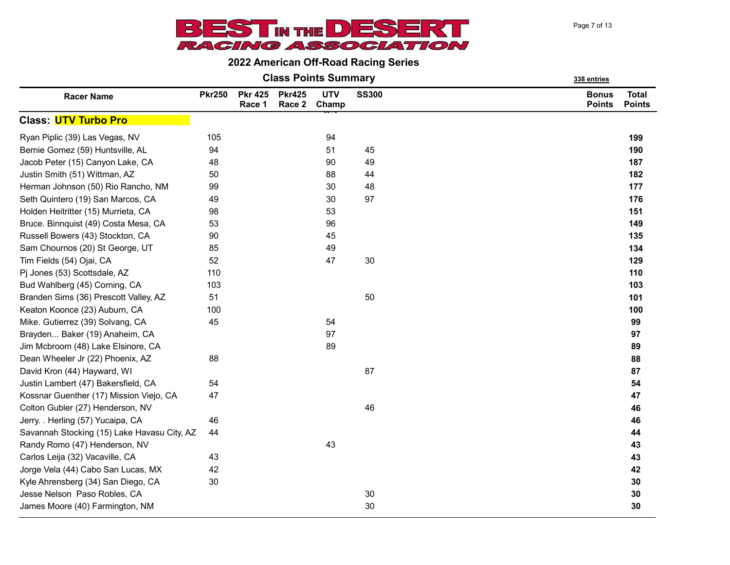# BEST IN THE DESERT RACING ASSOCIATION

## 2022 American Off-Road Racing Series

### Class Points Summary

338 entries

| Racer Name | Pkr250 | Pkr 425 Race 1 | Pkr425 Race 2 | UTV Champ | SS300 | Bonus Points | Total Points |
|---|---|---|---|---|---|---|---|
| **Class: UTV Turbo Pro** | | | | | | | |
| Ryan Piplic (39) Las Vegas, NV | 105 | | | 94 | | | **199** |
| Bernie Gomez (59) Huntsville, AL | 94 | | | 51 | 45 | | **190** |
| Jacob Peter (15) Canyon Lake, CA | 48 | | | 90 | 49 | | **187** |
| Justin Smith (51) Wittman, AZ | 50 | | | 88 | 44 | | **182** |
| Herman Johnson (50) Rio Rancho, NM | 99 | | | 30 | 48 | | **177** |
| Seth Quintero (19) San Marcos, CA | 49 | | | 30 | 97 | | **176** |
| Holden Heitritter (15) Murrieta, CA | 98 | | | 53 | | | **151** |
| Bruce. Binnquist (49) Costa Mesa, CA | 53 | | | 96 | | | **149** |
| Russell Bowers (43) Stockton, CA | 90 | | | 45 | | | **135** |
| Sam Chournos (20) St George, UT | 85 | | | 49 | | | **134** |
| Tim Fields (54) Ojai, CA | 52 | | | 47 | 30 | | **129** |
| Pj Jones (53) Scottsdale, AZ | 110 | | | | | | **110** |
| Bud Wahlberg (45) Corning, CA | 103 | | | | | | **103** |
| Branden Sims (36) Prescott Valley, AZ | 51 | | | | 50 | | **101** |
| Keaton Koonce (23) Auburn, CA | 100 | | | | | | **100** |
| Mike. Gutierrez (39) Solvang, CA | 45 | | | 54 | | | **99** |
| Brayden... Baker (19) Anaheim, CA | | | | 97 | | | **97** |
| Jim Mcbroom (48) Lake Elsinore, CA | | | | 89 | | | **89** |
| Dean Wheeler Jr (22) Phoenix, AZ | 88 | | | | | | **88** |
| David Kron (44) Hayward, WI | | | | | 87 | | **87** |
| Justin Lambert (47) Bakersfield, CA | 54 | | | | | | **54** |
| Kossnar Guenther (17) Mission Viejo, CA | 47 | | | | | | **47** |
| Colton Gubler (27) Henderson, NV | | | | | 46 | | **46** |
| Jerry. . Herling (57) Yucaipa, CA | 46 | | | | | | **46** |
| Savannah Stocking (15) Lake Havasu City, AZ | 44 | | | | | | **44** |
| Randy Romo (47) Henderson, NV | | | | 43 | | | **43** |
| Carlos Leija (32) Vacaville, CA | 43 | | | | | | **43** |
| Jorge Vela (44) Cabo San Lucas, MX | 42 | | | | | | **42** |
| Kyle Ahrensberg (34) San Diego, CA | 30 | | | | | | **30** |
| Jesse Nelson Paso Robles, CA | | | | | 30 | | **30** |
| James Moore (40) Farmington, NM | | | | | 30 | | **30** |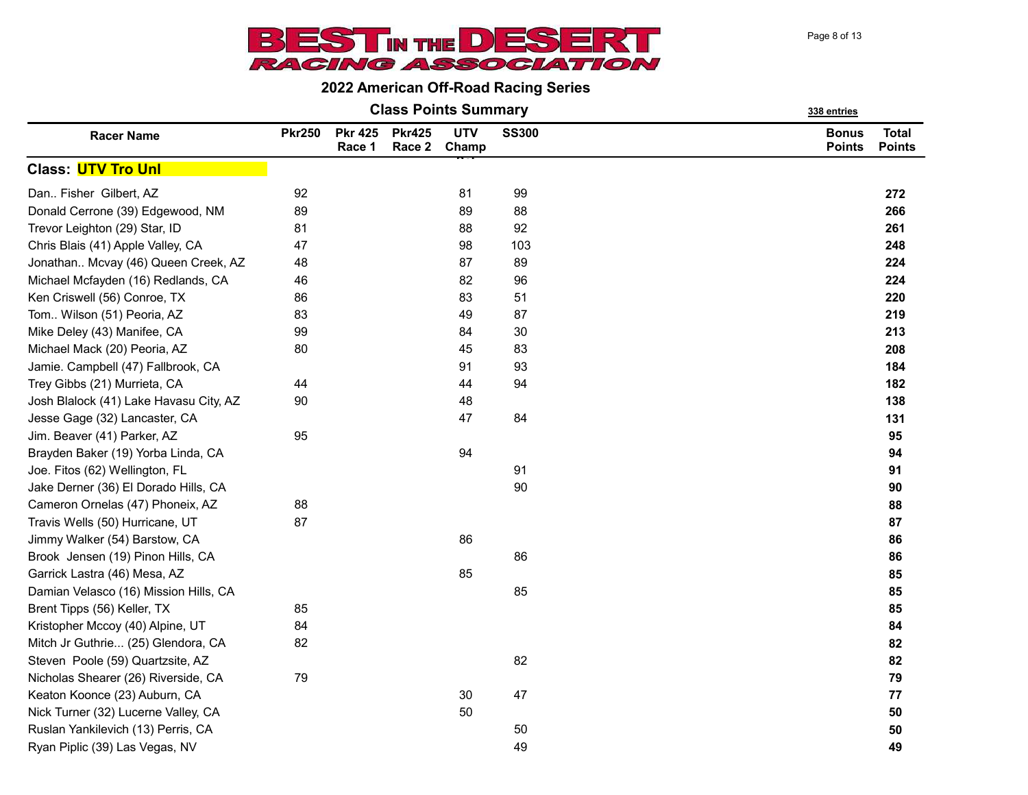# BEST IN THE DESERT RACING ASSOCIATION

## 2022 American Off-Road Racing Series

### Class Points Summary

338 entries

| Racer Name | Pkr250 | Pkr 425 Race 1 | Pkr425 Race 2 | UTV Champ | SS300 | Bonus Points | Total Points |
|---|---|---|---|---|---|---|---|
| **Class: UTV Tro Unl** | | | | | | | |
| Dan.. Fisher Gilbert, AZ | 92 | | | 81 | 99 | | **272** |
| Donald Cerrone (39) Edgewood, NM | 89 | | | 89 | 88 | | **266** |
| Trevor Leighton (29) Star, ID | 81 | | | 88 | 92 | | **261** |
| Chris Blais (41) Apple Valley, CA | 47 | | | 98 | 103 | | **248** |
| Jonathan.. Mcvay (46) Queen Creek, AZ | 48 | | | 87 | 89 | | **224** |
| Michael Mcfayden (16) Redlands, CA | 46 | | | 82 | 96 | | **224** |
| Ken Criswell (56) Conroe, TX | 86 | | | 83 | 51 | | **220** |
| Tom.. Wilson (51) Peoria, AZ | 83 | | | 49 | 87 | | **219** |
| Mike Deley (43) Manifee, CA | 99 | | | 84 | 30 | | **213** |
| Michael Mack (20) Peoria, AZ | 80 | | | 45 | 83 | | **208** |
| Jamie. Campbell (47) Fallbrook, CA | | | | 91 | 93 | | **184** |
| Trey Gibbs (21) Murrieta, CA | 44 | | | 44 | 94 | | **182** |
| Josh Blalock (41) Lake Havasu City, AZ | 90 | | | 48 | | | **138** |
| Jesse Gage (32) Lancaster, CA | | | | 47 | 84 | | **131** |
| Jim. Beaver (41) Parker, AZ | 95 | | | | | | **95** |
| Brayden Baker (19) Yorba Linda, CA | | | | 94 | | | **94** |
| Joe. Fitos (62) Wellington, FL | | | | | 91 | | **91** |
| Jake Derner (36) El Dorado Hills, CA | | | | | 90 | | **90** |
| Cameron Ornelas (47) Phoneix, AZ | 88 | | | | | | **88** |
| Travis Wells (50) Hurricane, UT | 87 | | | | | | **87** |
| Jimmy Walker (54) Barstow, CA | | | | 86 | | | **86** |
| Brook Jensen (19) Pinon Hills, CA | | | | | 86 | | **86** |
| Garrick Lastra (46) Mesa, AZ | | | | 85 | | | **85** |
| Damian Velasco (16) Mission Hills, CA | | | | | 85 | | **85** |
| Brent Tipps (56) Keller, TX | 85 | | | | | | **85** |
| Kristopher Mccoy (40) Alpine, UT | 84 | | | | | | **84** |
| Mitch Jr Guthrie... (25) Glendora, CA | 82 | | | | | | **82** |
| Steven Poole (59) Quartzsite, AZ | | | | | 82 | | **82** |
| Nicholas Shearer (26) Riverside, CA | 79 | | | | | | **79** |
| Keaton Koonce (23) Auburn, CA | | | | 30 | 47 | | **77** |
| Nick Turner (32) Lucerne Valley, CA | | | | 50 | | | **50** |
| Ruslan Yankilevich (13) Perris, CA | | | | | 50 | | **50** |
| Ryan Piplic (39) Las Vegas, NV | | | | | 49 | | **49** |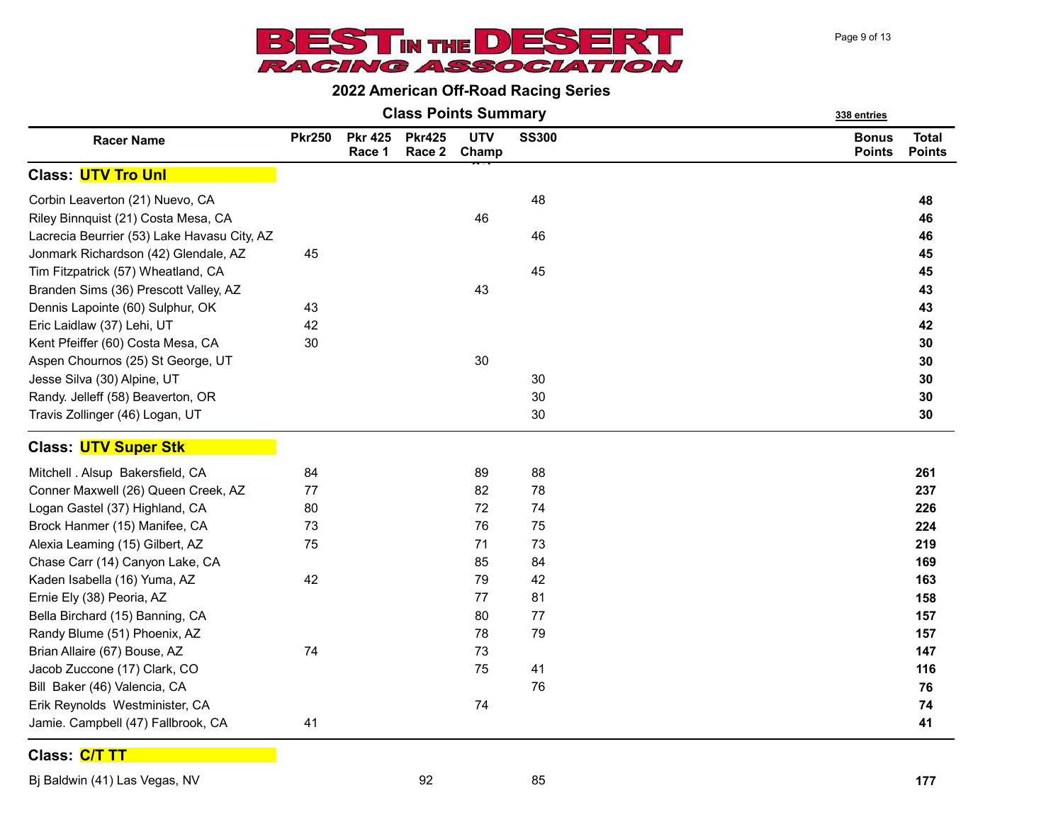# BEST IN THE DESERT RACING ASSOCIATION

## 2022 American Off-Road Racing Series

### Class Points Summary

338 entries

| Racer Name | Pkr250 | Pkr 425 Race 1 | Pkr425 Race 2 | UTV Champ | SS300 | Bonus Points | Total Points |
|---|---|---|---|---|---|---|---|
| **Class: UTV Tro Unl** | | | | | | | |
| Corbin Leaverton (21) Nuevo, CA | | | | | 48 | | **48** |
| Riley Binnquist (21) Costa Mesa, CA | | | | 46 | | | **46** |
| Lacrecia Beurrier (53) Lake Havasu City, AZ | | | | | 46 | | **46** |
| Jonmark Richardson (42) Glendale, AZ | 45 | | | | | | **45** |
| Tim Fitzpatrick (57) Wheatland, CA | | | | | 45 | | **45** |
| Branden Sims (36) Prescott Valley, AZ | | | | 43 | | | **43** |
| Dennis Lapointe (60) Sulphur, OK | 43 | | | | | | **43** |
| Eric Laidlaw (37) Lehi, UT | 42 | | | | | | **42** |
| Kent Pfeiffer (60) Costa Mesa, CA | 30 | | | | | | **30** |
| Aspen Chournos (25) St George, UT | | | | 30 | | | **30** |
| Jesse Silva (30) Alpine, UT | | | | | 30 | | **30** |
| Randy. Jelleff (58) Beaverton, OR | | | | | 30 | | **30** |
| Travis Zollinger (46) Logan, UT | | | | | 30 | | **30** |
| **Class: UTV Super Stk** | | | | | | | |
| Mitchell . Alsup Bakersfield, CA | 84 | | | 89 | 88 | | **261** |
| Conner Maxwell (26) Queen Creek, AZ | 77 | | | 82 | 78 | | **237** |
| Logan Gastel (37) Highland, CA | 80 | | | 72 | 74 | | **226** |
| Brock Hanmer (15) Manifee, CA | 73 | | | 76 | 75 | | **224** |
| Alexia Leaming (15) Gilbert, AZ | 75 | | | 71 | 73 | | **219** |
| Chase Carr (14) Canyon Lake, CA | | | | 85 | 84 | | **169** |
| Kaden Isabella (16) Yuma, AZ | 42 | | | 79 | 42 | | **163** |
| Ernie Ely (38) Peoria, AZ | | | | 77 | 81 | | **158** |
| Bella Birchard (15) Banning, CA | | | | 80 | 77 | | **157** |
| Randy Blume (51) Phoenix, AZ | | | | 78 | 79 | | **157** |
| Brian Allaire (67) Bouse, AZ | 74 | | | 73 | | | **147** |
| Jacob Zuccone (17) Clark, CO | | | | 75 | 41 | | **116** |
| Bill Baker (46) Valencia, CA | | | | | 76 | | **76** |
| Erik Reynolds Westminister, CA | | | | 74 | | | **74** |
| Jamie. Campbell (47) Fallbrook, CA | 41 | | | | | | **41** |
| **Class: C/T TT** | | | | | | | |
| Bj Baldwin (41) Las Vegas, NV | | | 92 | | 85 | | **177** |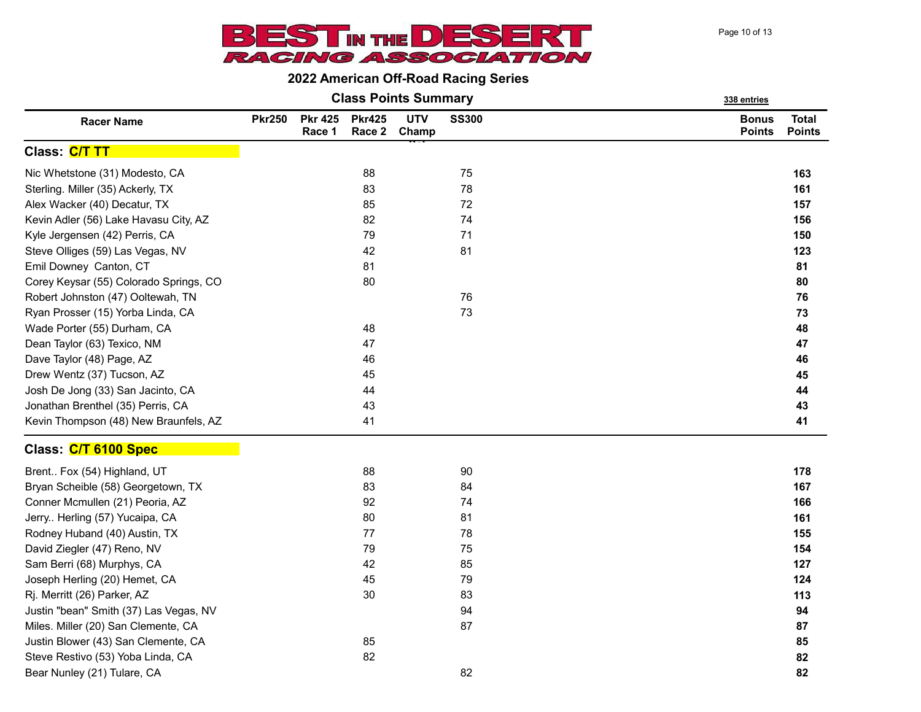# BEST IN THE DESERT RACING ASSOCIATION

## 2022 American Off-Road Racing Series

### Class Points Summary

338 entries

| Racer Name | Pkr250 | Pkr 425 Race 1 | Pkr425 Race 2 | UTV Champ | SS300 | Bonus Points | Total Points |
|---|---|---|---|---|---|---|---|
| **Class: C/T TT** | | | | | | | |
| Nic Whetstone (31) Modesto, CA | | | 88 | | 75 | | **163** |
| Sterling. Miller (35) Ackerly, TX | | | 83 | | 78 | | **161** |
| Alex Wacker (40) Decatur, TX | | | 85 | | 72 | | **157** |
| Kevin Adler (56) Lake Havasu City, AZ | | | 82 | | 74 | | **156** |
| Kyle Jergensen (42) Perris, CA | | | 79 | | 71 | | **150** |
| Steve Olliges (59) Las Vegas, NV | | | 42 | | 81 | | **123** |
| Emil Downey Canton, CT | | | 81 | | | | **81** |
| Corey Keysar (55) Colorado Springs, CO | | | 80 | | | | **80** |
| Robert Johnston (47) Ooltewah, TN | | | | | 76 | | **76** |
| Ryan Prosser (15) Yorba Linda, CA | | | | | 73 | | **73** |
| Wade Porter (55) Durham, CA | | | 48 | | | | **48** |
| Dean Taylor (63) Texico, NM | | | 47 | | | | **47** |
| Dave Taylor (48) Page, AZ | | | 46 | | | | **46** |
| Drew Wentz (37) Tucson, AZ | | | 45 | | | | **45** |
| Josh De Jong (33) San Jacinto, CA | | | 44 | | | | **44** |
| Jonathan Brenthel (35) Perris, CA | | | 43 | | | | **43** |
| Kevin Thompson (48) New Braunfels, AZ | | | 41 | | | | **41** |
| **Class: C/T 6100 Spec** | | | | | | | |
| Brent.. Fox (54) Highland, UT | | | 88 | | 90 | | **178** |
| Bryan Scheible (58) Georgetown, TX | | | 83 | | 84 | | **167** |
| Conner Mcmullen (21) Peoria, AZ | | | 92 | | 74 | | **166** |
| Jerry.. Herling (57) Yucaipa, CA | | | 80 | | 81 | | **161** |
| Rodney Huband (40) Austin, TX | | | 77 | | 78 | | **155** |
| David Ziegler (47) Reno, NV | | | 79 | | 75 | | **154** |
| Sam Berri (68) Murphys, CA | | | 42 | | 85 | | **127** |
| Joseph Herling (20) Hemet, CA | | | 45 | | 79 | | **124** |
| Rj. Merritt (26) Parker, AZ | | | 30 | | 83 | | **113** |
| Justin "bean" Smith (37) Las Vegas, NV | | | | | 94 | | **94** |
| Miles. Miller (20) San Clemente, CA | | | | | 87 | | **87** |
| Justin Blower (43) San Clemente, CA | | | 85 | | | | **85** |
| Steve Restivo (53) Yoba Linda, CA | | | 82 | | | | **82** |
| Bear Nunley (21) Tulare, CA | | | | | 82 | | **82** |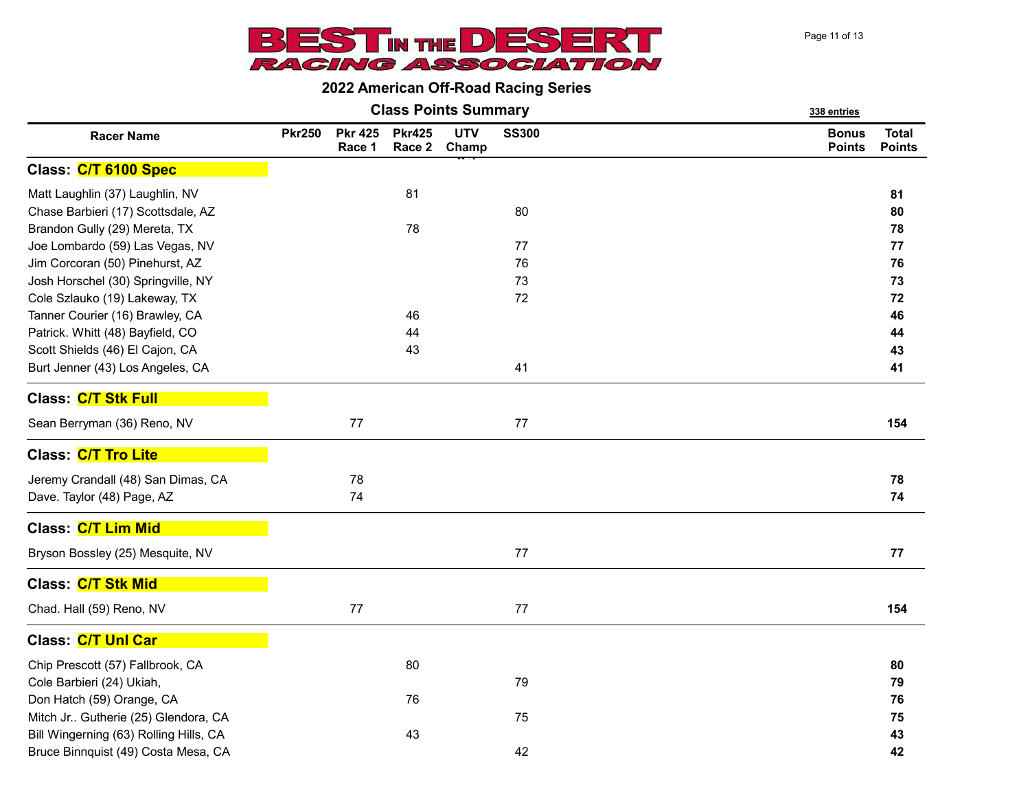# BEST IN THE DESERT RACING ASSOCIATION

## 2022 American Off-Road Racing Series

### Class Points Summary

338 entries

| Racer Name | Pkr250 | Pkr 425 Race 1 | Pkr425 Race 2 | UTV Champ | SS300 | Bonus Points | Total Points |
|---|---|---|---|---|---|---|---|
| **Class: C/T 6100 Spec** | | | | | | | |
| Matt Laughlin (37) Laughlin, NV | | | 81 | | | | **81** |
| Chase Barbieri (17) Scottsdale, AZ | | | | | 80 | | **80** |
| Brandon Gully (29) Mereta, TX | | | 78 | | | | **78** |
| Joe Lombardo (59) Las Vegas, NV | | | | | 77 | | **77** |
| Jim Corcoran (50) Pinehurst, AZ | | | | | 76 | | **76** |
| Josh Horschel (30) Springville, NY | | | | | 73 | | **73** |
| Cole Szlauko (19) Lakeway, TX | | | | | 72 | | **72** |
| Tanner Courier (16) Brawley, CA | | | 46 | | | | **46** |
| Patrick. Whitt (48) Bayfield, CO | | | 44 | | | | **44** |
| Scott Shields (46) El Cajon, CA | | | 43 | | | | **43** |
| Burt Jenner (43) Los Angeles, CA | | | | | 41 | | **41** |
| **Class: C/T Stk Full** | | | | | | | |
| Sean Berryman (36) Reno, NV | | 77 | | | 77 | | **154** |
| **Class: C/T Tro Lite** | | | | | | | |
| Jeremy Crandall (48) San Dimas, CA | | 78 | | | | | **78** |
| Dave. Taylor (48) Page, AZ | | 74 | | | | | **74** |
| **Class: C/T Lim Mid** | | | | | | | |
| Bryson Bossley (25) Mesquite, NV | | | | | 77 | | **77** |
| **Class: C/T Stk Mid** | | | | | | | |
| Chad. Hall (59) Reno, NV | | 77 | | | 77 | | **154** |
| **Class: C/T Unl Car** | | | | | | | |
| Chip Prescott (57) Fallbrook, CA | | | 80 | | | | **80** |
| Cole Barbieri (24) Ukiah, | | | | | 79 | | **79** |
| Don Hatch (59) Orange, CA | | | 76 | | | | **76** |
| Mitch Jr.. Gutherie (25) Glendora, CA | | | | | 75 | | **75** |
| Bill Wingerning (63) Rolling Hills, CA | | | 43 | | | | **43** |
| Bruce Binnquist (49) Costa Mesa, CA | | | | | 42 | | **42** |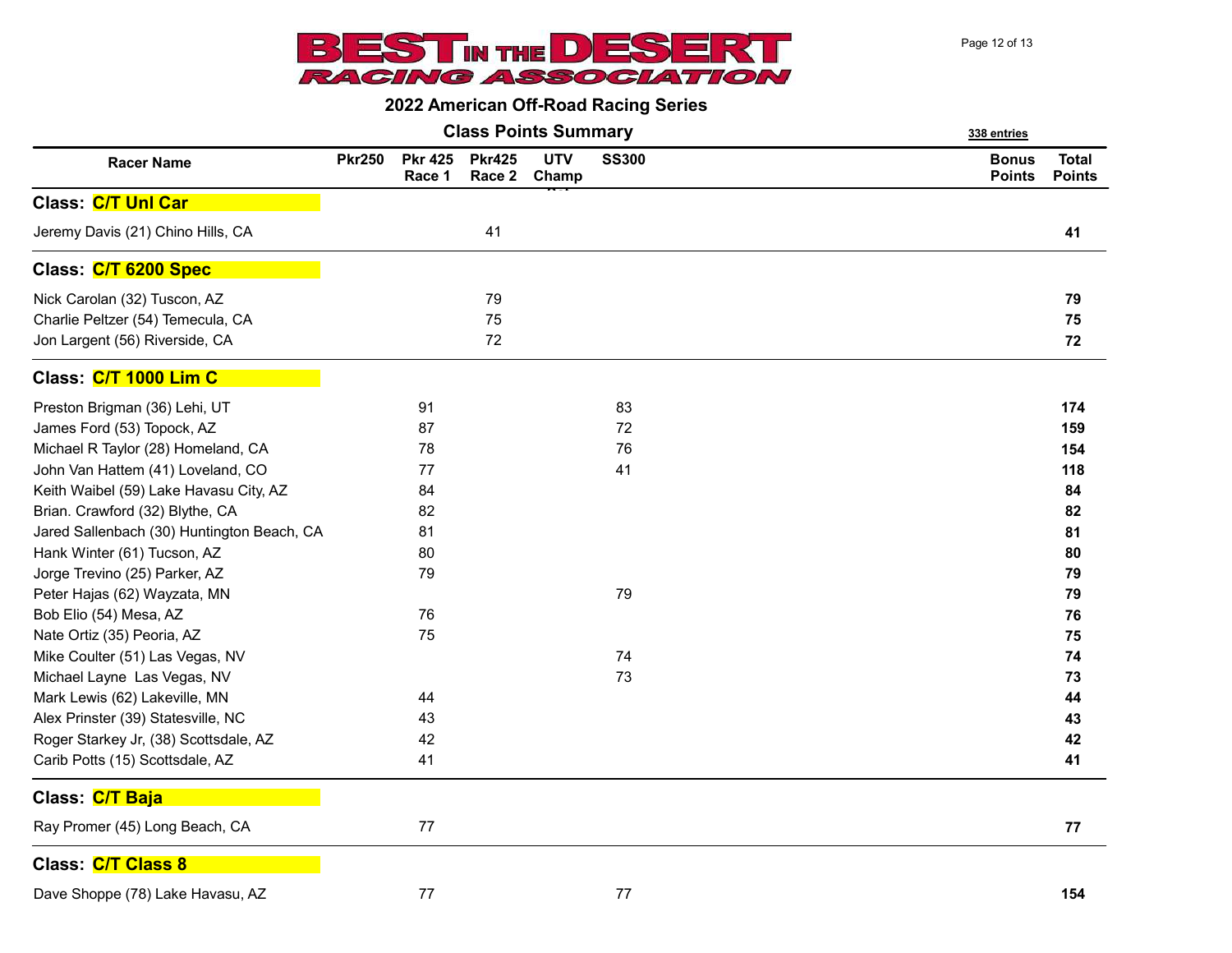# BEST IN THE DESERT RACING ASSOCIATION

## 2022 American Off-Road Racing Series

### Class Points Summary

338 entries

| Racer Name | Pkr250 | Pkr 425 Race 1 | Pkr425 Race 2 | UTV Champ | SS300 | Bonus Points | Total Points |
|---|---|---|---|---|---|---|---|
| **Class: C/T Unl Car** | | | | | | | |
| Jeremy Davis (21) Chino Hills, CA | | | 41 | | | | **41** |
| **Class: C/T 6200 Spec** | | | | | | | |
| Nick Carolan (32) Tuscon, AZ | | | 79 | | | | **79** |
| Charlie Peltzer (54) Temecula, CA | | | 75 | | | | **75** |
| Jon Largent (56) Riverside, CA | | | 72 | | | | **72** |
| **Class: C/T 1000 Lim C** | | | | | | | |
| Preston Brigman (36) Lehi, UT | | 91 | | | 83 | | **174** |
| James Ford (53) Topock, AZ | | 87 | | | 72 | | **159** |
| Michael R Taylor (28) Homeland, CA | | 78 | | | 76 | | **154** |
| John Van Hattem (41) Loveland, CO | | 77 | | | 41 | | **118** |
| Keith Waibel (59) Lake Havasu City, AZ | | 84 | | | | | **84** |
| Brian. Crawford (32) Blythe, CA | | 82 | | | | | **82** |
| Jared Sallenbach (30) Huntington Beach, CA | | 81 | | | | | **81** |
| Hank Winter (61) Tucson, AZ | | 80 | | | | | **80** |
| Jorge Trevino (25) Parker, AZ | | 79 | | | | | **79** |
| Peter Hajas (62) Wayzata, MN | | | | | 79 | | **79** |
| Bob Elio (54) Mesa, AZ | | 76 | | | | | **76** |
| Nate Ortiz (35) Peoria, AZ | | 75 | | | | | **75** |
| Mike Coulter (51) Las Vegas, NV | | | | | 74 | | **74** |
| Michael Layne  Las Vegas, NV | | | | | 73 | | **73** |
| Mark Lewis (62) Lakeville, MN | | 44 | | | | | **44** |
| Alex Prinster (39) Statesville, NC | | 43 | | | | | **43** |
| Roger Starkey Jr, (38) Scottsdale, AZ | | 42 | | | | | **42** |
| Carib Potts (15) Scottsdale, AZ | | 41 | | | | | **41** |
| **Class: C/T Baja** | | | | | | | |
| Ray Promer (45) Long Beach, CA | | 77 | | | | | **77** |
| **Class: C/T Class 8** | | | | | | | |
| Dave Shoppe (78) Lake Havasu, AZ | | 77 | | | 77 | | **154** |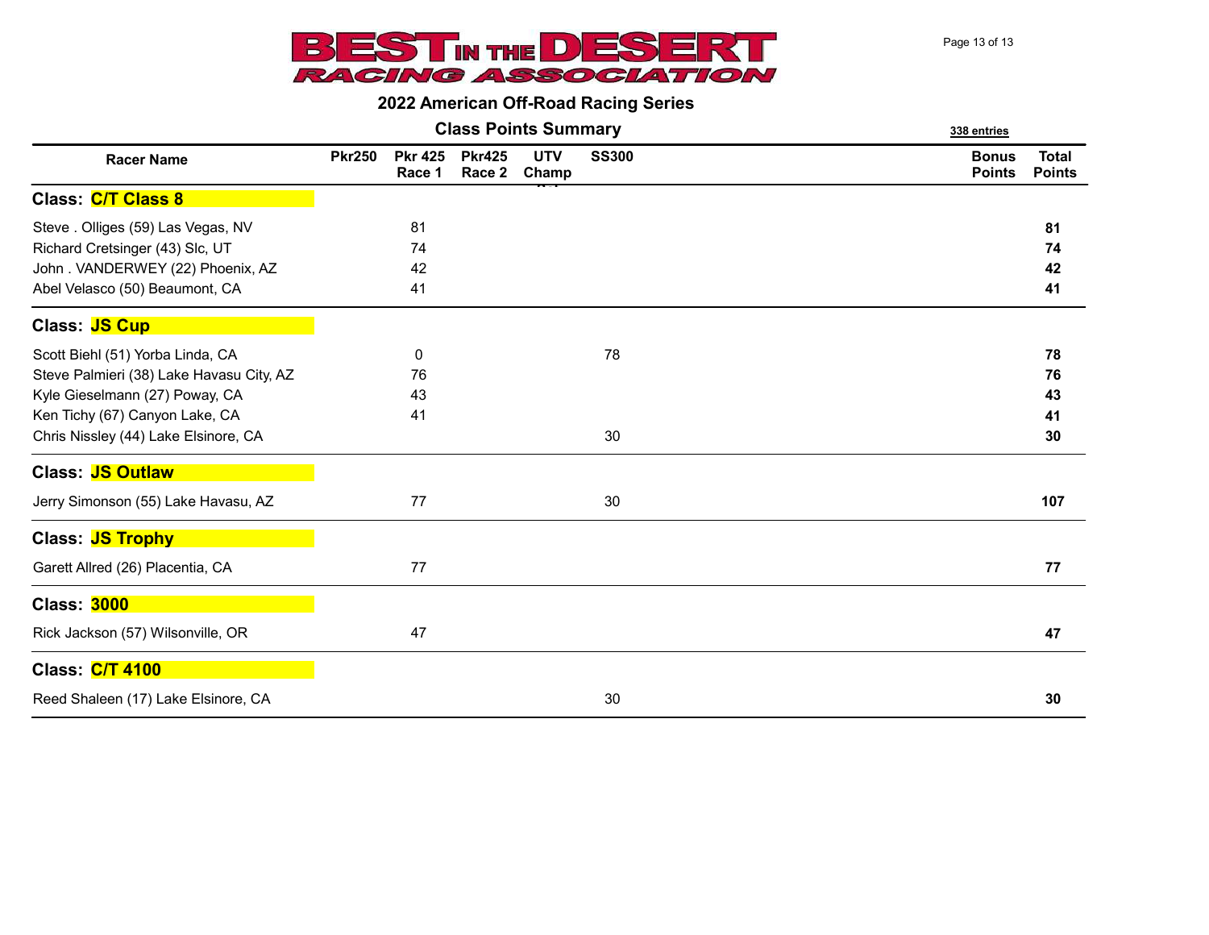# BEST IN THE DESERT RACING ASSOCIATION

## 2022 American Off-Road Racing Series

### Class Points Summary

338 entries

| Racer Name | Pkr250 | Pkr 425 Race 1 | Pkr425 Race 2 | UTV Champ | SS300 | Bonus Points | Total Points |
|---|---|---|---|---|---|---|---|
| **Class: C/T Class 8** | | | | | | | |
| Steve . Olliges (59) Las Vegas, NV | | 81 | | | | | **81** |
| Richard Cretsinger (43) Slc, UT | | 74 | | | | | **74** |
| John . VANDERWEY (22) Phoenix, AZ | | 42 | | | | | **42** |
| Abel Velasco (50) Beaumont, CA | | 41 | | | | | **41** |
| **Class: JS Cup** | | | | | | | |
| Scott Biehl (51) Yorba Linda, CA | | 0 | | | 78 | | **78** |
| Steve Palmieri (38) Lake Havasu City, AZ | | 76 | | | | | **76** |
| Kyle Gieselmann (27) Poway, CA | | 43 | | | | | **43** |
| Ken Tichy (67) Canyon Lake, CA | | 41 | | | | | **41** |
| Chris Nissley (44) Lake Elsinore, CA | | | | | 30 | | **30** |
| **Class: JS Outlaw** | | | | | | | |
| Jerry Simonson (55) Lake Havasu, AZ | | 77 | | | 30 | | **107** |
| **Class: JS Trophy** | | | | | | | |
| Garett Allred (26) Placentia, CA | | 77 | | | | | **77** |
| **Class: 3000** | | | | | | | |
| Rick Jackson (57) Wilsonville, OR | | 47 | | | | | **47** |
| **Class: C/T 4100** | | | | | | | |
| Reed Shaleen (17) Lake Elsinore, CA | | | | | 30 | | **30** |